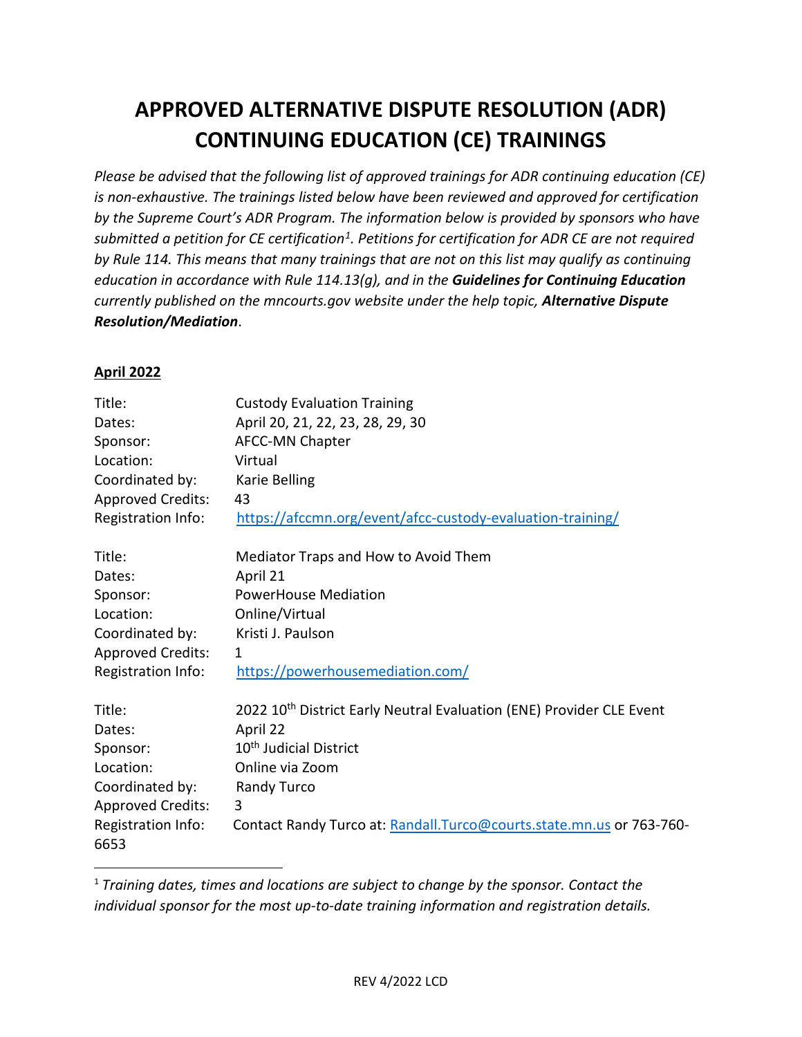# APPROVED ALTERNATIVE DISPUTE RESOLUTION (ADR) CONTINUING EDUCATION (CE) TRAININGS

*Please be advised that the following list of approved trainings for ADR continuing education (CE) is non-exhaustive. The trainings listed below have been reviewed and approved for certification by the Supreme Court's ADR Program. The information below is provided by sponsors who have submitted a petition for CE certification[1]. Petitions for certification for ADR CE are not required by Rule 114. This means that many trainings that are not on this list may qualify as continuing education in accordance with Rule 114.13(g), and in the* ***Guidelines for Continuing Education*** *currently published on the mncourts.gov website under the help topic,* ***Alternative Dispute Resolution/Mediation****.*

**April 2022**

Title: Custody Evaluation Training
Dates: April 20, 21, 22, 23, 28, 29, 30
Sponsor: AFCC-MN Chapter
Location: Virtual
Coordinated by: Karie Belling
Approved Credits: 43
Registration Info: https://afccmn.org/event/afcc-custody-evaluation-training/

Title: Mediator Traps and How to Avoid Them
Dates: April 21
Sponsor: PowerHouse Mediation
Location: Online/Virtual
Coordinated by: Kristi J. Paulson
Approved Credits: 1
Registration Info: https://powerhousemediation.com/

Title: 2022 10th District Early Neutral Evaluation (ENE) Provider CLE Event
Dates: April 22
Sponsor: 10th Judicial District
Location: Online via Zoom
Coordinated by: Randy Turco
Approved Credits: 3
Registration Info: Contact Randy Turco at: Randall.Turco@courts.state.mn.us or 763-760-6653

[1] *Training dates, times and locations are subject to change by the sponsor. Contact the individual sponsor for the most up-to-date training information and registration details.*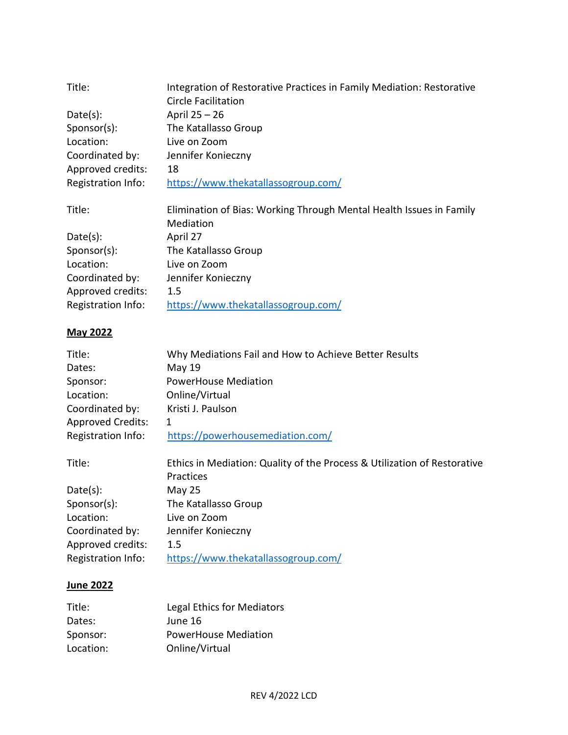| | |
|---|---|
| Title: | Integration of Restorative Practices in Family Mediation: Restorative Circle Facilitation |
| Date(s): | April 25 – 26 |
| Sponsor(s): | The Katallasso Group |
| Location: | Live on Zoom |
| Coordinated by: | Jennifer Konieczny |
| Approved credits: | 18 |
| Registration Info: | https://www.thekatallassogroup.com/ |

| | |
|---|---|
| Title: | Elimination of Bias: Working Through Mental Health Issues in Family Mediation |
| Date(s): | April 27 |
| Sponsor(s): | The Katallasso Group |
| Location: | Live on Zoom |
| Coordinated by: | Jennifer Konieczny |
| Approved credits: | 1.5 |
| Registration Info: | https://www.thekatallassogroup.com/ |

**May 2022**

| | |
|---|---|
| Title: | Why Mediations Fail and How to Achieve Better Results |
| Dates: | May 19 |
| Sponsor: | PowerHouse Mediation |
| Location: | Online/Virtual |
| Coordinated by: | Kristi J. Paulson |
| Approved Credits: | 1 |
| Registration Info: | https://powerhousemediation.com/ |

| | |
|---|---|
| Title: | Ethics in Mediation: Quality of the Process & Utilization of Restorative Practices |
| Date(s): | May 25 |
| Sponsor(s): | The Katallasso Group |
| Location: | Live on Zoom |
| Coordinated by: | Jennifer Konieczny |
| Approved credits: | 1.5 |
| Registration Info: | https://www.thekatallassogroup.com/ |

**June 2022**

| | |
|---|---|
| Title: | Legal Ethics for Mediators |
| Dates: | June 16 |
| Sponsor: | PowerHouse Mediation |
| Location: | Online/Virtual |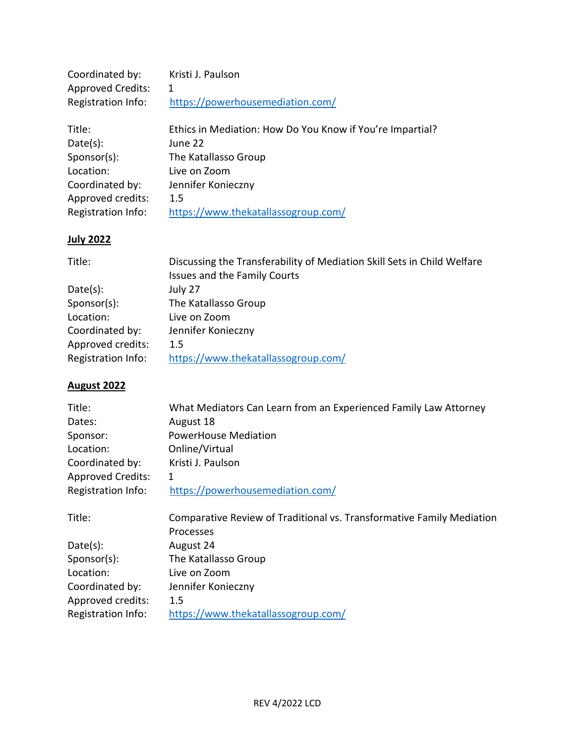Coordinated by: Kristi J. Paulson
Approved Credits: 1
Registration Info: https://powerhousemediation.com/

Title: Ethics in Mediation: How Do You Know if You're Impartial?
Date(s): June 22
Sponsor(s): The Katallasso Group
Location: Live on Zoom
Coordinated by: Jennifer Konieczny
Approved credits: 1.5
Registration Info: https://www.thekatallassogroup.com/

**July 2022**

Title: Discussing the Transferability of Mediation Skill Sets in Child Welfare Issues and the Family Courts
Date(s): July 27
Sponsor(s): The Katallasso Group
Location: Live on Zoom
Coordinated by: Jennifer Konieczny
Approved credits: 1.5
Registration Info: https://www.thekatallassogroup.com/

**August 2022**

Title: What Mediators Can Learn from an Experienced Family Law Attorney
Dates: August 18
Sponsor: PowerHouse Mediation
Location: Online/Virtual
Coordinated by: Kristi J. Paulson
Approved Credits: 1
Registration Info: https://powerhousemediation.com/

Title: Comparative Review of Traditional vs. Transformative Family Mediation Processes
Date(s): August 24
Sponsor(s): The Katallasso Group
Location: Live on Zoom
Coordinated by: Jennifer Konieczny
Approved credits: 1.5
Registration Info: https://www.thekatallassogroup.com/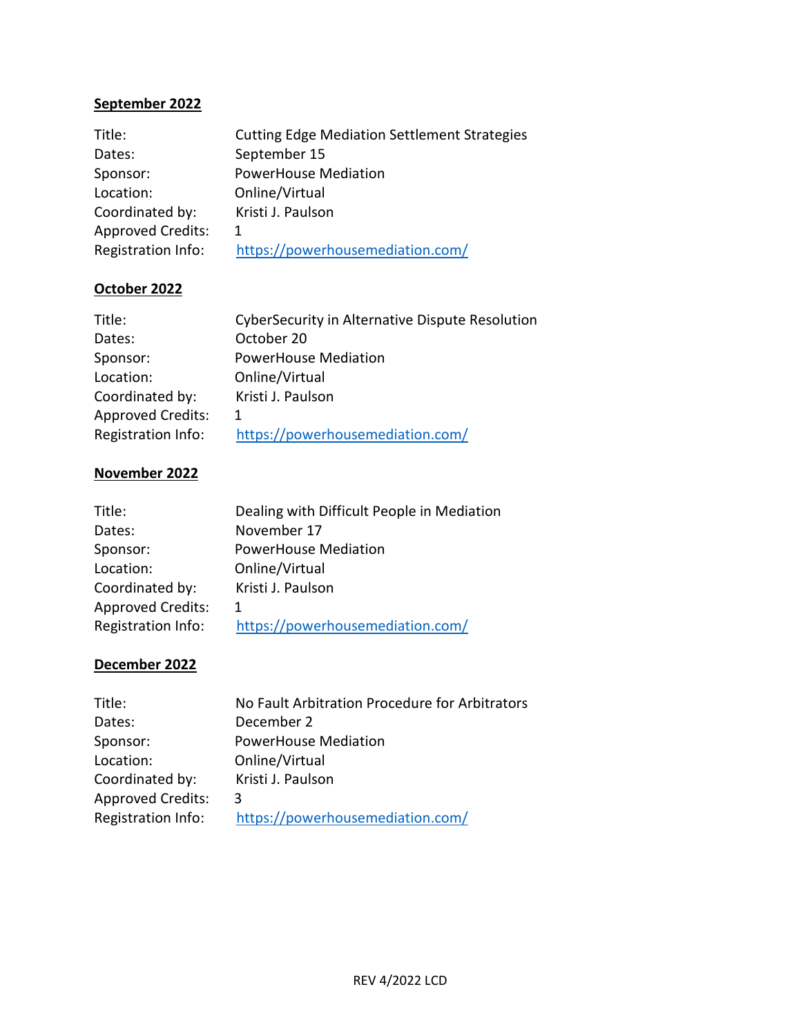## September 2022

| | |
|---|---|
| Title: | Cutting Edge Mediation Settlement Strategies |
| Dates: | September 15 |
| Sponsor: | PowerHouse Mediation |
| Location: | Online/Virtual |
| Coordinated by: | Kristi J. Paulson |
| Approved Credits: | 1 |
| Registration Info: | https://powerhousemediation.com/ |

## October 2022

| | |
|---|---|
| Title: | CyberSecurity in Alternative Dispute Resolution |
| Dates: | October 20 |
| Sponsor: | PowerHouse Mediation |
| Location: | Online/Virtual |
| Coordinated by: | Kristi J. Paulson |
| Approved Credits: | 1 |
| Registration Info: | https://powerhousemediation.com/ |

## November 2022

| | |
|---|---|
| Title: | Dealing with Difficult People in Mediation |
| Dates: | November 17 |
| Sponsor: | PowerHouse Mediation |
| Location: | Online/Virtual |
| Coordinated by: | Kristi J. Paulson |
| Approved Credits: | 1 |
| Registration Info: | https://powerhousemediation.com/ |

## December 2022

| | |
|---|---|
| Title: | No Fault Arbitration Procedure for Arbitrators |
| Dates: | December 2 |
| Sponsor: | PowerHouse Mediation |
| Location: | Online/Virtual |
| Coordinated by: | Kristi J. Paulson |
| Approved Credits: | 3 |
| Registration Info: | https://powerhousemediation.com/ |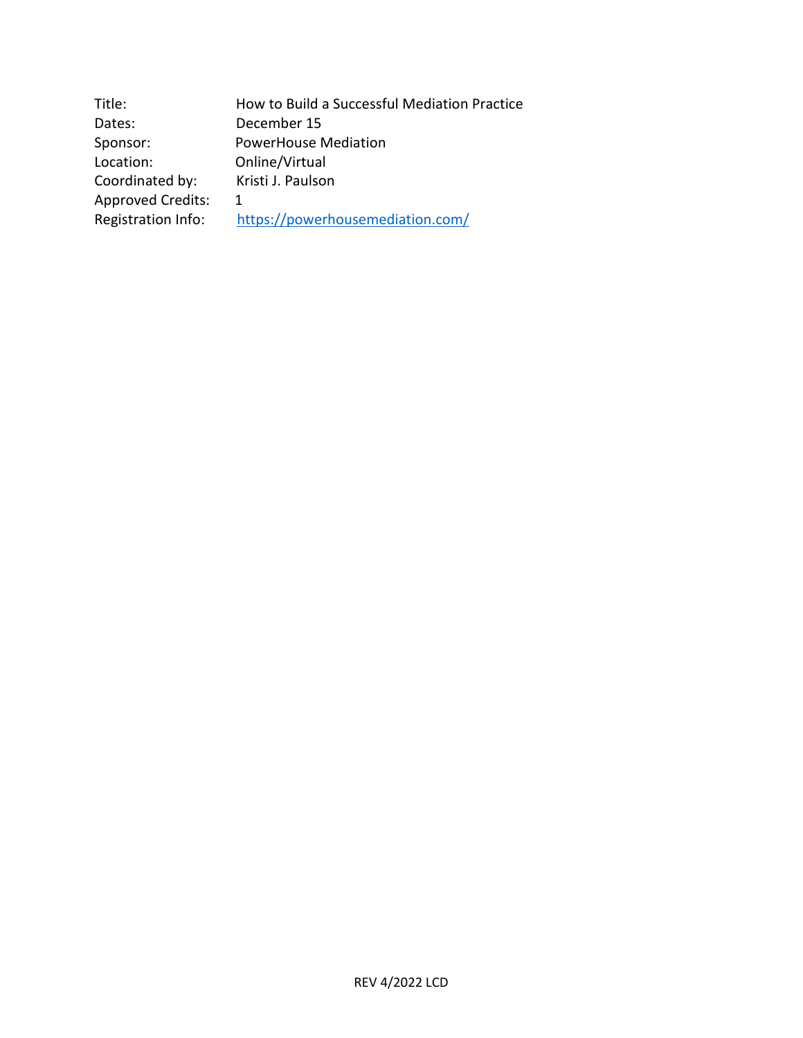| | |
|---|---|
| Title: | How to Build a Successful Mediation Practice |
| Dates: | December 15 |
| Sponsor: | PowerHouse Mediation |
| Location: | Online/Virtual |
| Coordinated by: | Kristi J. Paulson |
| Approved Credits: | 1 |
| Registration Info: | https://powerhousemediation.com/ |

REV 4/2022 LCD